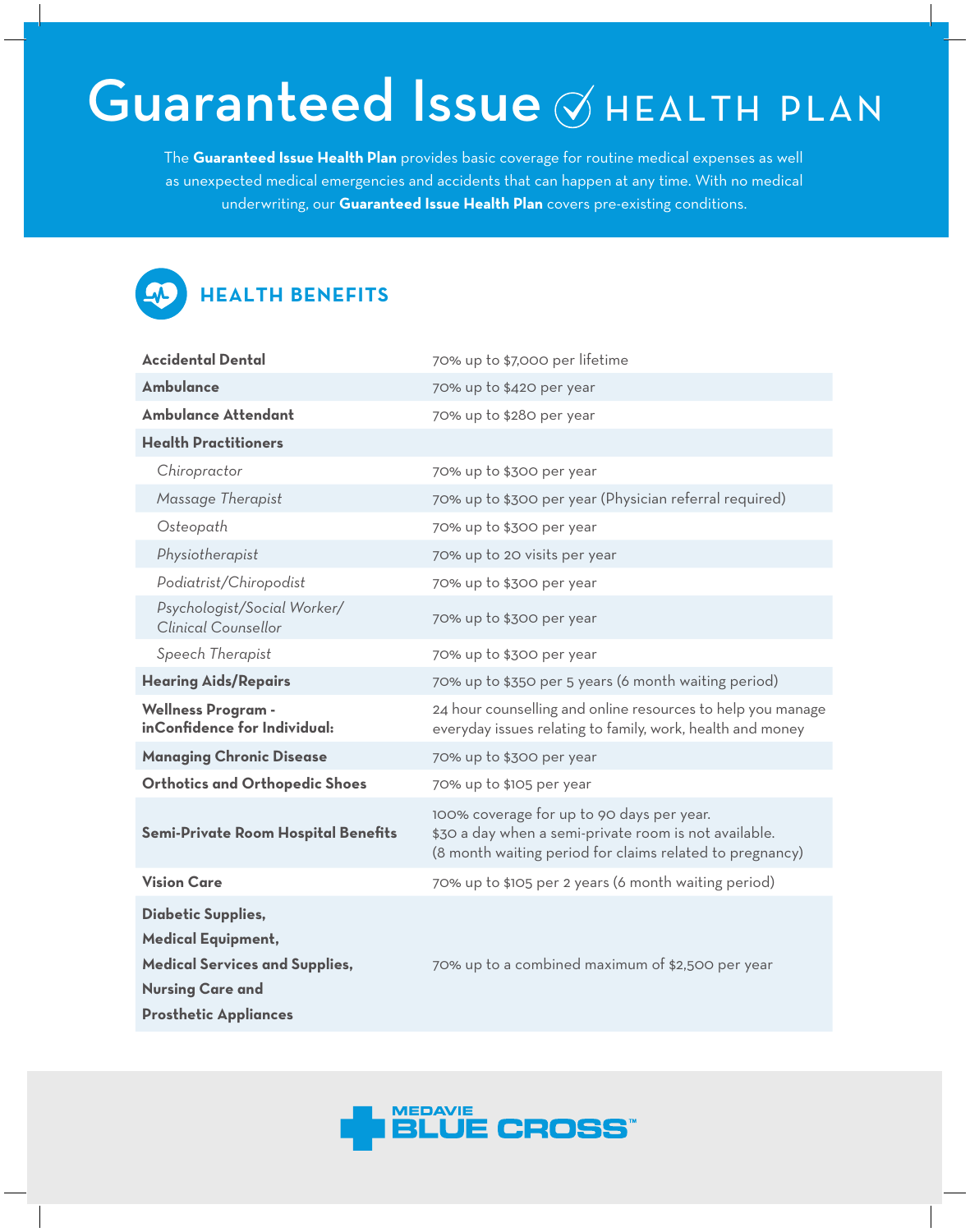# Guaranteed Issue HEALTH PLAN

The **Guaranteed Issue Health Plan** provides basic coverage for routine medical expenses as well as unexpected medical emergencies and accidents that can happen at any time. With no medical underwriting, our **Guaranteed Issue Health Plan** covers pre-existing conditions.

## HEALTH BENEFITS

| Benefit | Coverage |
|---|---|
| **Accidental Dental** | 70% up to $7,000 per lifetime |
| **Ambulance** | 70% up to $420 per year |
| **Ambulance Attendant** | 70% up to $280 per year |
| **Health Practitioners** | |
| *Chiropractor* | 70% up to $300 per year |
| *Massage Therapist* | 70% up to $300 per year (Physician referral required) |
| *Osteopath* | 70% up to $300 per year |
| *Physiotherapist* | 70% up to 20 visits per year |
| *Podiatrist/Chiropodist* | 70% up to $300 per year |
| *Psychologist/Social Worker/ Clinical Counsellor* | 70% up to $300 per year |
| *Speech Therapist* | 70% up to $300 per year |
| **Hearing Aids/Repairs** | 70% up to $350 per 5 years (6 month waiting period) |
| **Wellness Program - inConfidence for Individual:** | 24 hour counselling and online resources to help you manage everyday issues relating to family, work, health and money |
| **Managing Chronic Disease** | 70% up to $300 per year |
| **Orthotics and Orthopedic Shoes** | 70% up to $105 per year |
| **Semi-Private Room Hospital Benefits** | 100% coverage for up to 90 days per year. $30 a day when a semi-private room is not available. (8 month waiting period for claims related to pregnancy) |
| **Vision Care** | 70% up to $105 per 2 years (6 month waiting period) |
| **Diabetic Supplies, Medical Equipment, Medical Services and Supplies, Nursing Care and Prosthetic Appliances** | 70% up to a combined maximum of $2,500 per year |

MEDAVIE BLUE CROSS™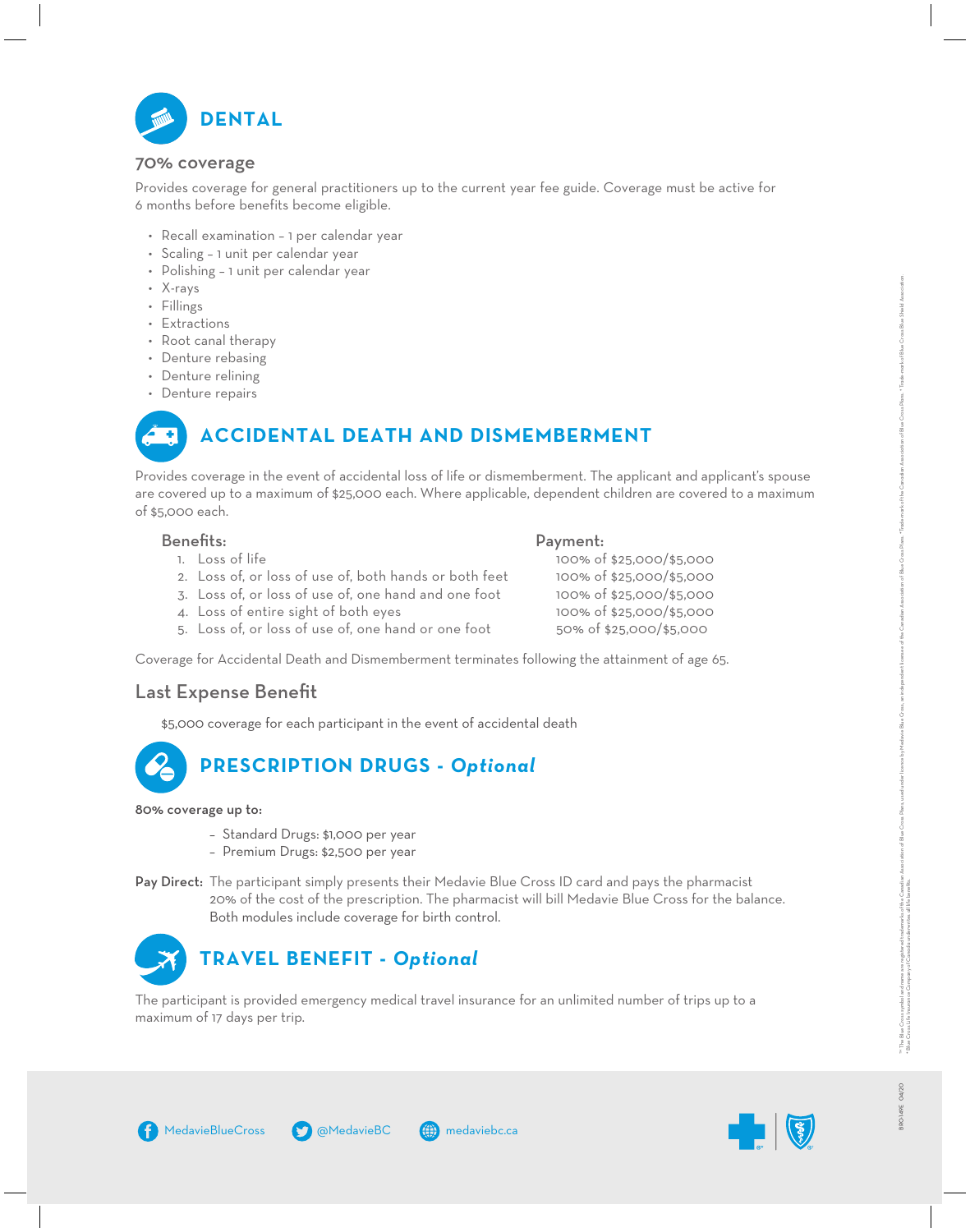## DENTAL

### 70% coverage

Provides coverage for general practitioners up to the current year fee guide. Coverage must be active for 6 months before benefits become eligible.

- Recall examination – 1 per calendar year
- Scaling – 1 unit per calendar year
- Polishing – 1 unit per calendar year
- X-rays
- Fillings
- Extractions
- Root canal therapy
- Denture rebasing
- Denture relining
- Denture repairs

## ACCIDENTAL DEATH AND DISMEMBERMENT

Provides coverage in the event of accidental loss of life or dismemberment. The applicant and applicant's spouse are covered up to a maximum of $25,000 each. Where applicable, dependent children are covered to a maximum of $5,000 each.

| Benefits: | Payment: |
|---|---|
| 1. Loss of life | 100% of $25,000/$5,000 |
| 2. Loss of, or loss of use of, both hands or both feet | 100% of $25,000/$5,000 |
| 3. Loss of, or loss of use of, one hand and one foot | 100% of $25,000/$5,000 |
| 4. Loss of entire sight of both eyes | 100% of $25,000/$5,000 |
| 5. Loss of, or loss of use of, one hand or one foot | 50% of $25,000/$5,000 |

Coverage for Accidental Death and Dismemberment terminates following the attainment of age 65.

### Last Expense Benefit

$5,000 coverage for each participant in the event of accidental death

## PRESCRIPTION DRUGS - *Optional*

**80% coverage up to:**

- Standard Drugs: $1,000 per year
- Premium Drugs: $2,500 per year

**Pay Direct:** The participant simply presents their Medavie Blue Cross ID card and pays the pharmacist 20% of the cost of the prescription. The pharmacist will bill Medavie Blue Cross for the balance. Both modules include coverage for birth control.

## TRAVEL BENEFIT - *Optional*

The participant is provided emergency medical travel insurance for an unlimited number of trips up to a maximum of 17 days per trip.

MedavieBlueCross @MedavieBC medaviebc.ca